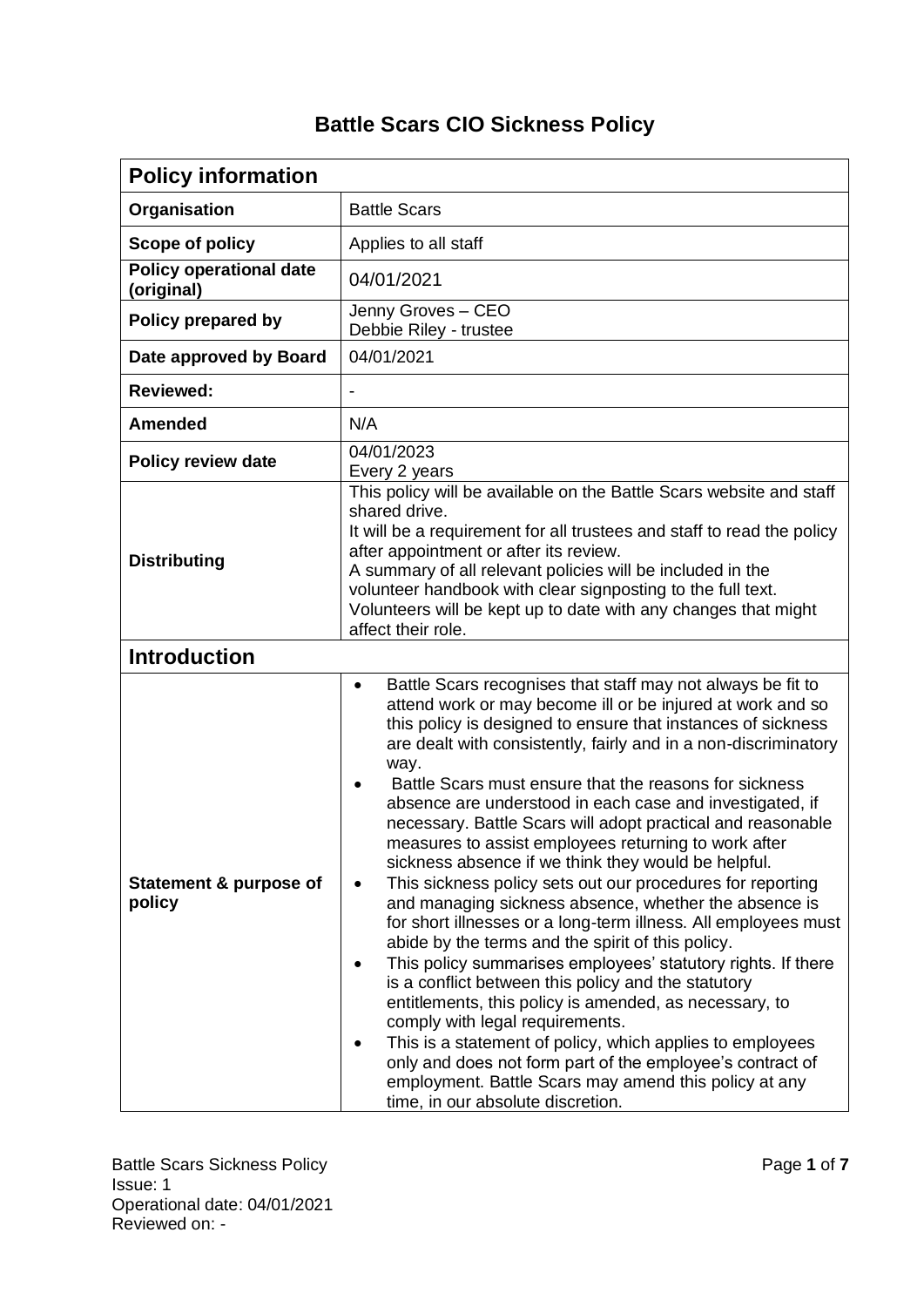# Battle Scars CIO Sickness Policy

| Policy information | |
|---|---|
| **Organisation** | Battle Scars |
| **Scope of policy** | Applies to all staff |
| **Policy operational date (original)** | 04/01/2021 |
| **Policy prepared by** | Jenny Groves – CEO<br>Debbie Riley - trustee |
| **Date approved by Board** | 04/01/2021 |
| **Reviewed:** | - |
| **Amended** | N/A |
| **Policy review date** | 04/01/2023<br>Every 2 years |
| **Distributing** | This policy will be available on the Battle Scars website and staff shared drive.<br>It will be a requirement for all trustees and staff to read the policy after appointment or after its review.<br>A summary of all relevant policies will be included in the volunteer handbook with clear signposting to the full text.<br>Volunteers will be kept up to date with any changes that might affect their role. |
| **Introduction** | |
| **Statement & purpose of policy** | • Battle Scars recognises that staff may not always be fit to attend work or may become ill or be injured at work and so this policy is designed to ensure that instances of sickness are dealt with consistently, fairly and in a non-discriminatory way.<br>• Battle Scars must ensure that the reasons for sickness absence are understood in each case and investigated, if necessary. Battle Scars will adopt practical and reasonable measures to assist employees returning to work after sickness absence if we think they would be helpful.<br>• This sickness policy sets out our procedures for reporting and managing sickness absence, whether the absence is for short illnesses or a long-term illness. All employees must abide by the terms and the spirit of this policy.<br>• This policy summarises employees' statutory rights. If there is a conflict between this policy and the statutory entitlements, this policy is amended, as necessary, to comply with legal requirements.<br>• This is a statement of policy, which applies to employees only and does not form part of the employee's contract of employment. Battle Scars may amend this policy at any time, in our absolute discretion. |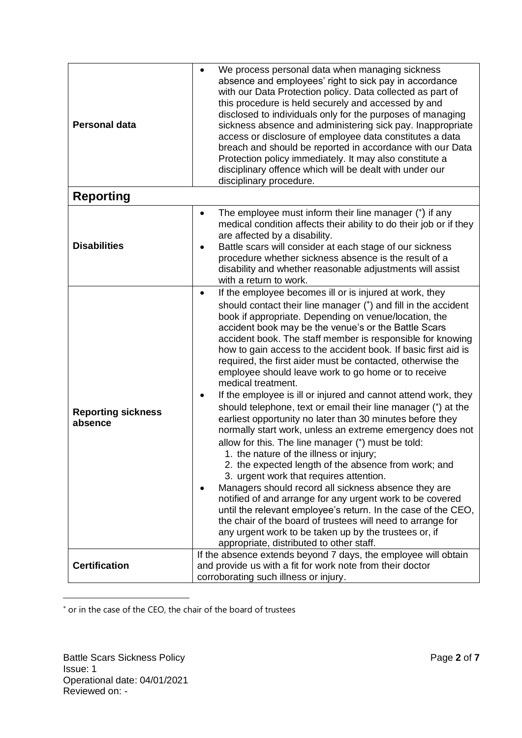| | |
|---|---|
| **Personal data** | • We process personal data when managing sickness absence and employees' right to sick pay in accordance with our Data Protection policy. Data collected as part of this procedure is held securely and accessed by and disclosed to individuals only for the purposes of managing sickness absence and administering sick pay. Inappropriate access or disclosure of employee data constitutes a data breach and should be reported in accordance with our Data Protection policy immediately. It may also constitute a disciplinary offence which will be dealt with under our disciplinary procedure. |
| **Reporting** | |
| **Disabilities** | • The employee must inform their line manager (*) if any medical condition affects their ability to do their job or if they are affected by a disability.<br>• Battle scars will consider at each stage of our sickness procedure whether sickness absence is the result of a disability and whether reasonable adjustments will assist with a return to work. |
| **Reporting sickness absence** | • If the employee becomes ill or is injured at work, they should contact their line manager (*) and fill in the accident book if appropriate. Depending on venue/location, the accident book may be the venue's or the Battle Scars accident book. The staff member is responsible for knowing how to gain access to the accident book. If basic first aid is required, the first aider must be contacted, otherwise the employee should leave work to go home or to receive medical treatment.<br>• If the employee is ill or injured and cannot attend work, they should telephone, text or email their line manager (*) at the earliest opportunity no later than 30 minutes before they normally start work, unless an extreme emergency does not allow for this. The line manager (*) must be told:<br>1. the nature of the illness or injury;<br>2. the expected length of the absence from work; and<br>3. urgent work that requires attention.<br>• Managers should record all sickness absence they are notified of and arrange for any urgent work to be covered until the relevant employee's return. In the case of the CEO, the chair of the board of trustees will need to arrange for any urgent work to be taken up by the trustees or, if appropriate, distributed to other staff. |
| **Certification** | If the absence extends beyond 7 days, the employee will obtain and provide us with a fit for work note from their doctor corroborating such illness or injury. |

* or in the case of the CEO, the chair of the board of trustees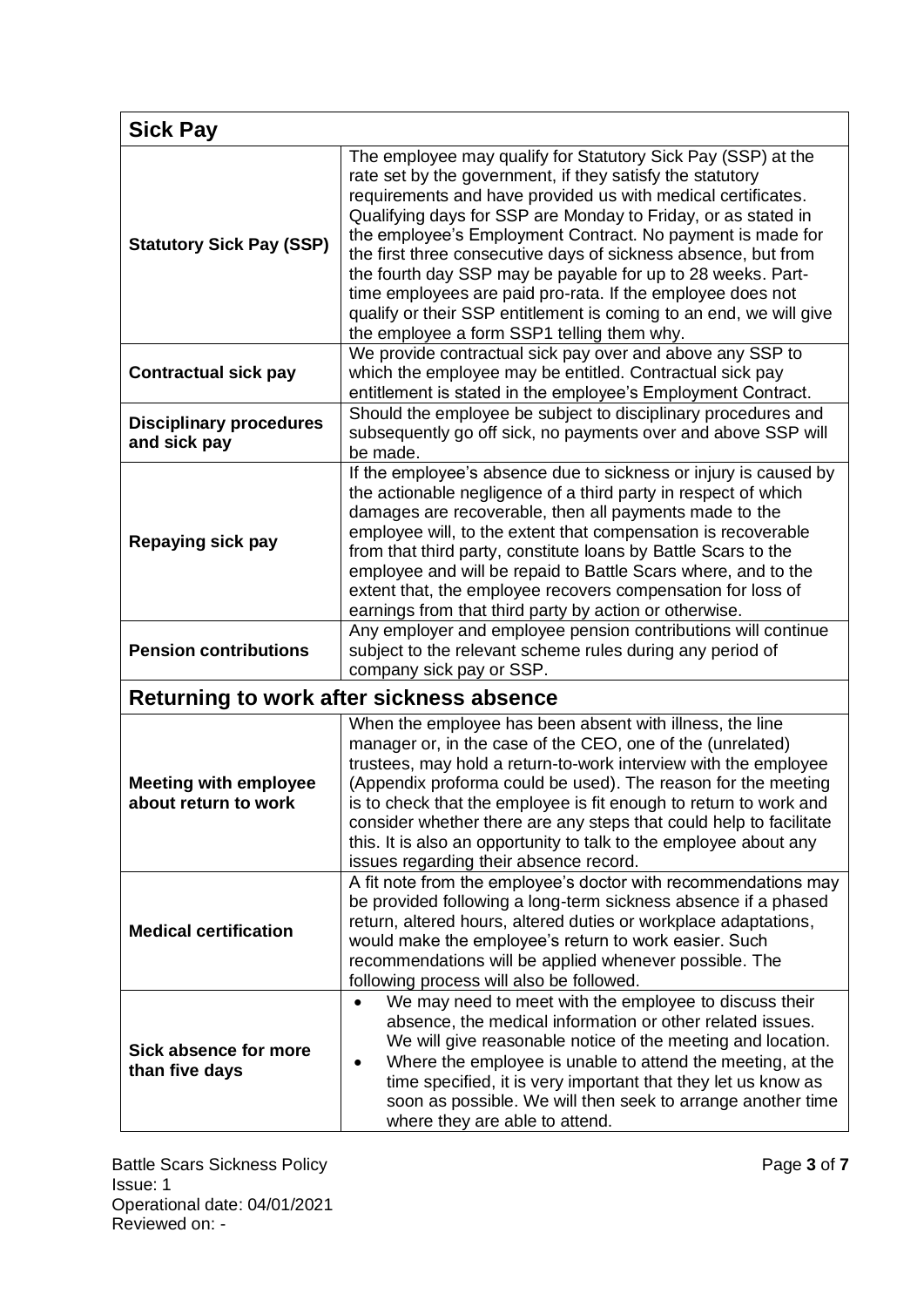| Sick Pay | |
|---|---|
| **Statutory Sick Pay (SSP)** | The employee may qualify for Statutory Sick Pay (SSP) at the rate set by the government, if they satisfy the statutory requirements and have provided us with medical certificates. Qualifying days for SSP are Monday to Friday, or as stated in the employee's Employment Contract. No payment is made for the first three consecutive days of sickness absence, but from the fourth day SSP may be payable for up to 28 weeks. Part-time employees are paid pro-rata. If the employee does not qualify or their SSP entitlement is coming to an end, we will give the employee a form SSP1 telling them why. |
| **Contractual sick pay** | We provide contractual sick pay over and above any SSP to which the employee may be entitled. Contractual sick pay entitlement is stated in the employee's Employment Contract. |
| **Disciplinary procedures and sick pay** | Should the employee be subject to disciplinary procedures and subsequently go off sick, no payments over and above SSP will be made. |
| **Repaying sick pay** | If the employee's absence due to sickness or injury is caused by the actionable negligence of a third party in respect of which damages are recoverable, then all payments made to the employee will, to the extent that compensation is recoverable from that third party, constitute loans by Battle Scars to the employee and will be repaid to Battle Scars where, and to the extent that, the employee recovers compensation for loss of earnings from that third party by action or otherwise. |
| **Pension contributions** | Any employer and employee pension contributions will continue subject to the relevant scheme rules during any period of company sick pay or SSP. |

| Returning to work after sickness absence | |
|---|---|
| **Meeting with employee about return to work** | When the employee has been absent with illness, the line manager or, in the case of the CEO, one of the (unrelated) trustees, may hold a return-to-work interview with the employee (Appendix proforma could be used). The reason for the meeting is to check that the employee is fit enough to return to work and consider whether there are any steps that could help to facilitate this. It is also an opportunity to talk to the employee about any issues regarding their absence record. |
| **Medical certification** | A fit note from the employee's doctor with recommendations may be provided following a long-term sickness absence if a phased return, altered hours, altered duties or workplace adaptations, would make the employee's return to work easier. Such recommendations will be applied whenever possible. The following process will also be followed. |
| **Sick absence for more than five days** | • We may need to meet with the employee to discuss their absence, the medical information or other related issues. We will give reasonable notice of the meeting and location.<br>• Where the employee is unable to attend the meeting, at the time specified, it is very important that they let us know as soon as possible. We will then seek to arrange another time where they are able to attend. |

Battle Scars Sickness Policy
Issue: 1
Operational date: 04/01/2021
Reviewed on: -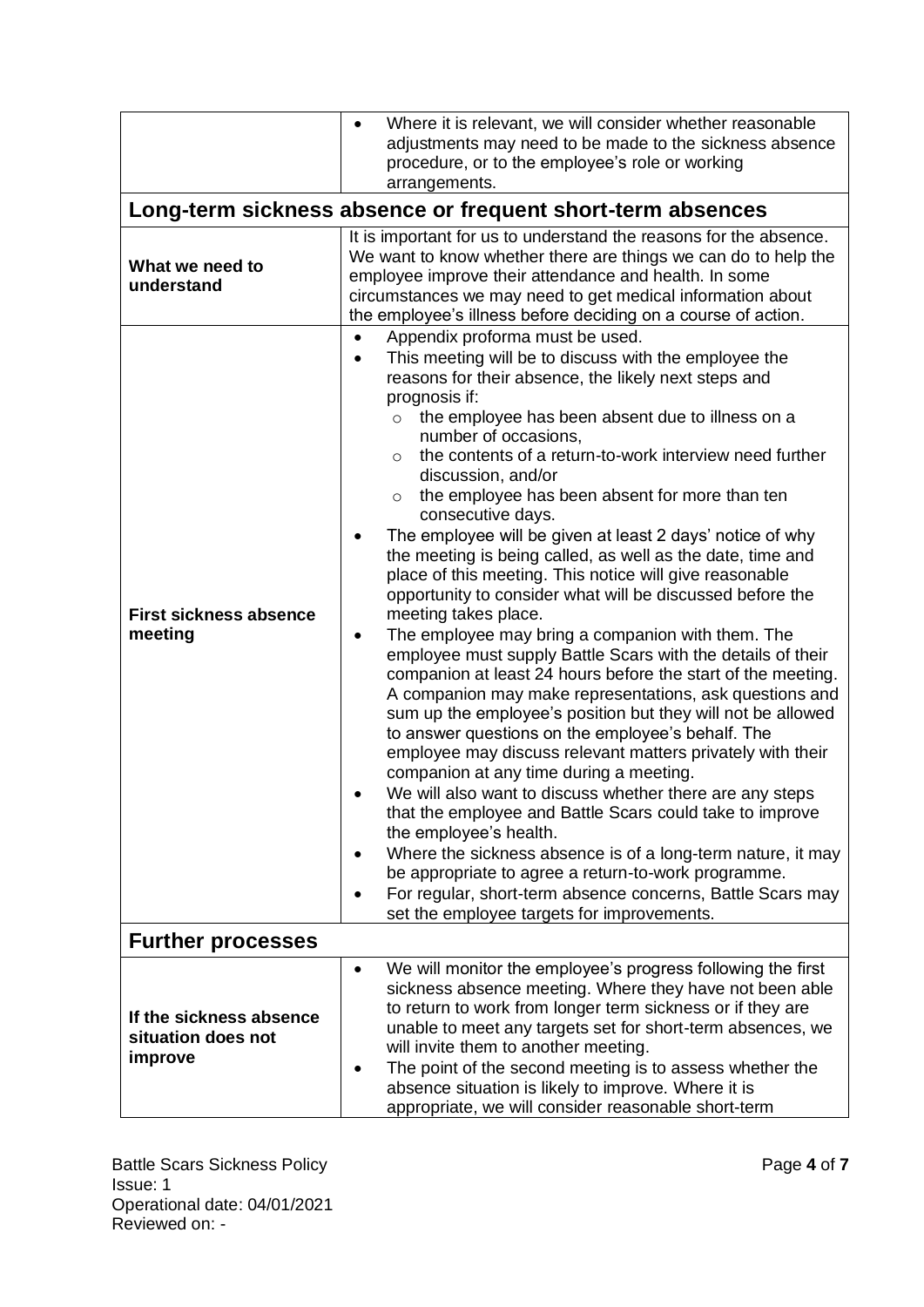| | |
|---|---|
| | • Where it is relevant, we will consider whether reasonable adjustments may need to be made to the sickness absence procedure, or to the employee's role or working arrangements. |

## Long-term sickness absence or frequent short-term absences

| | |
|---|---|
| **What we need to understand** | It is important for us to understand the reasons for the absence. We want to know whether there are things we can do to help the employee improve their attendance and health. In some circumstances we may need to get medical information about the employee's illness before deciding on a course of action. |
| **First sickness absence meeting** | • Appendix proforma must be used.<br>• This meeting will be to discuss with the employee the reasons for their absence, the likely next steps and prognosis if:<br>  ○ the employee has been absent due to illness on a number of occasions,<br>  ○ the contents of a return-to-work interview need further discussion, and/or<br>  ○ the employee has been absent for more than ten consecutive days.<br>• The employee will be given at least 2 days' notice of why the meeting is being called, as well as the date, time and place of this meeting. This notice will give reasonable opportunity to consider what will be discussed before the meeting takes place.<br>• The employee may bring a companion with them. The employee must supply Battle Scars with the details of their companion at least 24 hours before the start of the meeting. A companion may make representations, ask questions and sum up the employee's position but they will not be allowed to answer questions on the employee's behalf. The employee may discuss relevant matters privately with their companion at any time during a meeting.<br>• We will also want to discuss whether there are any steps that the employee and Battle Scars could take to improve the employee's health.<br>• Where the sickness absence is of a long-term nature, it may be appropriate to agree a return-to-work programme.<br>• For regular, short-term absence concerns, Battle Scars may set the employee targets for improvements. |

## Further processes

| | |
|---|---|
| **If the sickness absence situation does not improve** | • We will monitor the employee's progress following the first sickness absence meeting. Where they have not been able to return to work from longer term sickness or if they are unable to meet any targets set for short-term absences, we will invite them to another meeting.<br>• The point of the second meeting is to assess whether the absence situation is likely to improve. Where it is appropriate, we will consider reasonable short-term |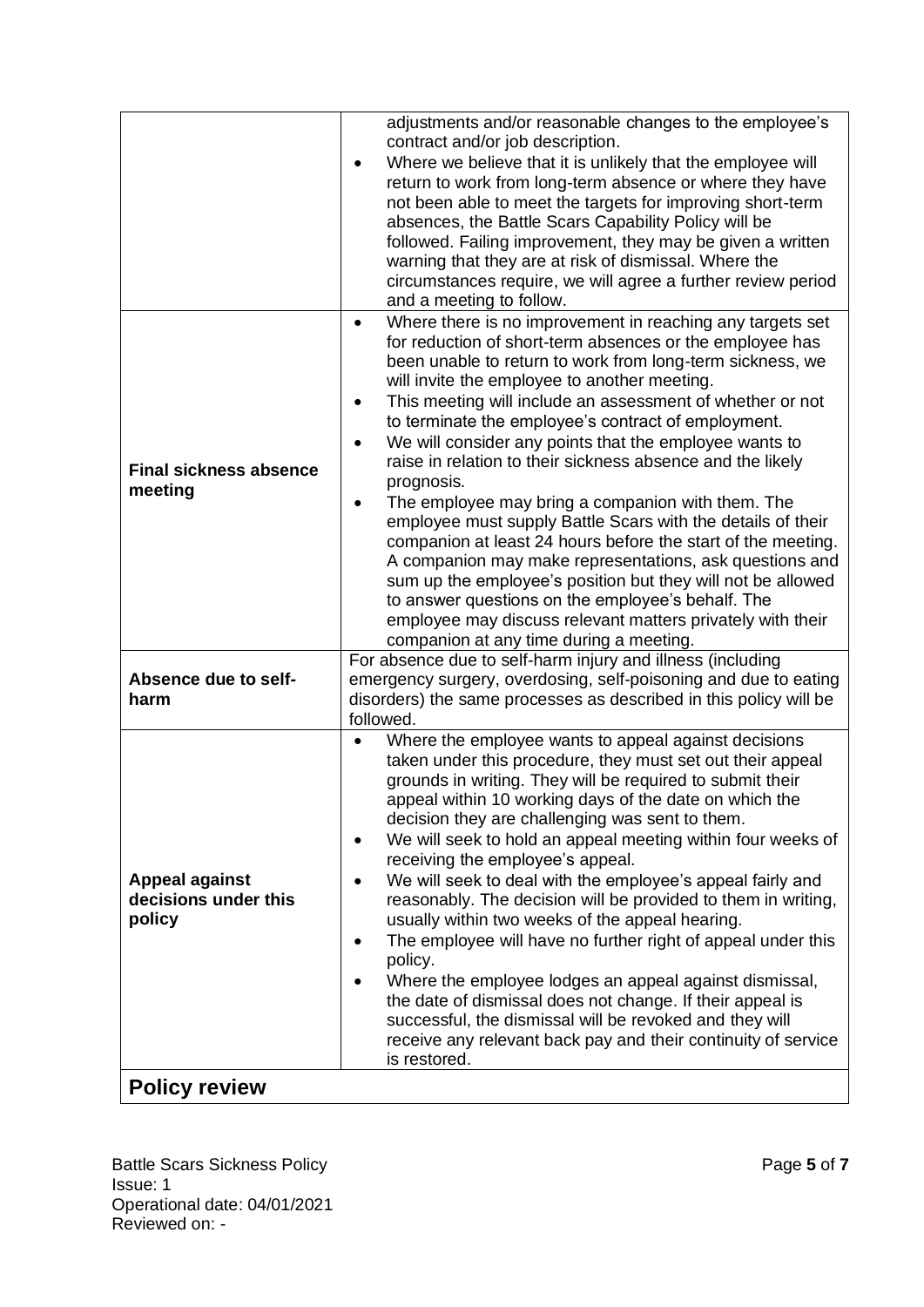| | |
|---|---|
| | adjustments and/or reasonable changes to the employee's contract and/or job description.<br>• Where we believe that it is unlikely that the employee will return to work from long-term absence or where they have not been able to meet the targets for improving short-term absences, the Battle Scars Capability Policy will be followed. Failing improvement, they may be given a written warning that they are at risk of dismissal. Where the circumstances require, we will agree a further review period and a meeting to follow. |
| **Final sickness absence meeting** | • Where there is no improvement in reaching any targets set for reduction of short-term absences or the employee has been unable to return to work from long-term sickness, we will invite the employee to another meeting.<br>• This meeting will include an assessment of whether or not to terminate the employee's contract of employment.<br>• We will consider any points that the employee wants to raise in relation to their sickness absence and the likely prognosis.<br>• The employee may bring a companion with them. The employee must supply Battle Scars with the details of their companion at least 24 hours before the start of the meeting. A companion may make representations, ask questions and sum up the employee's position but they will not be allowed to answer questions on the employee's behalf. The employee may discuss relevant matters privately with their companion at any time during a meeting. |
| **Absence due to self-harm** | For absence due to self-harm injury and illness (including emergency surgery, overdosing, self-poisoning and due to eating disorders) the same processes as described in this policy will be followed. |
| **Appeal against decisions under this policy** | • Where the employee wants to appeal against decisions taken under this procedure, they must set out their appeal grounds in writing. They will be required to submit their appeal within 10 working days of the date on which the decision they are challenging was sent to them.<br>• We will seek to hold an appeal meeting within four weeks of receiving the employee's appeal.<br>• We will seek to deal with the employee's appeal fairly and reasonably. The decision will be provided to them in writing, usually within two weeks of the appeal hearing.<br>• The employee will have no further right of appeal under this policy.<br>• Where the employee lodges an appeal against dismissal, the date of dismissal does not change. If their appeal is successful, the dismissal will be revoked and they will receive any relevant back pay and their continuity of service is restored. |

## Policy review

Battle Scars Sickness Policy
Issue: 1
Operational date: 04/01/2021
Reviewed on: -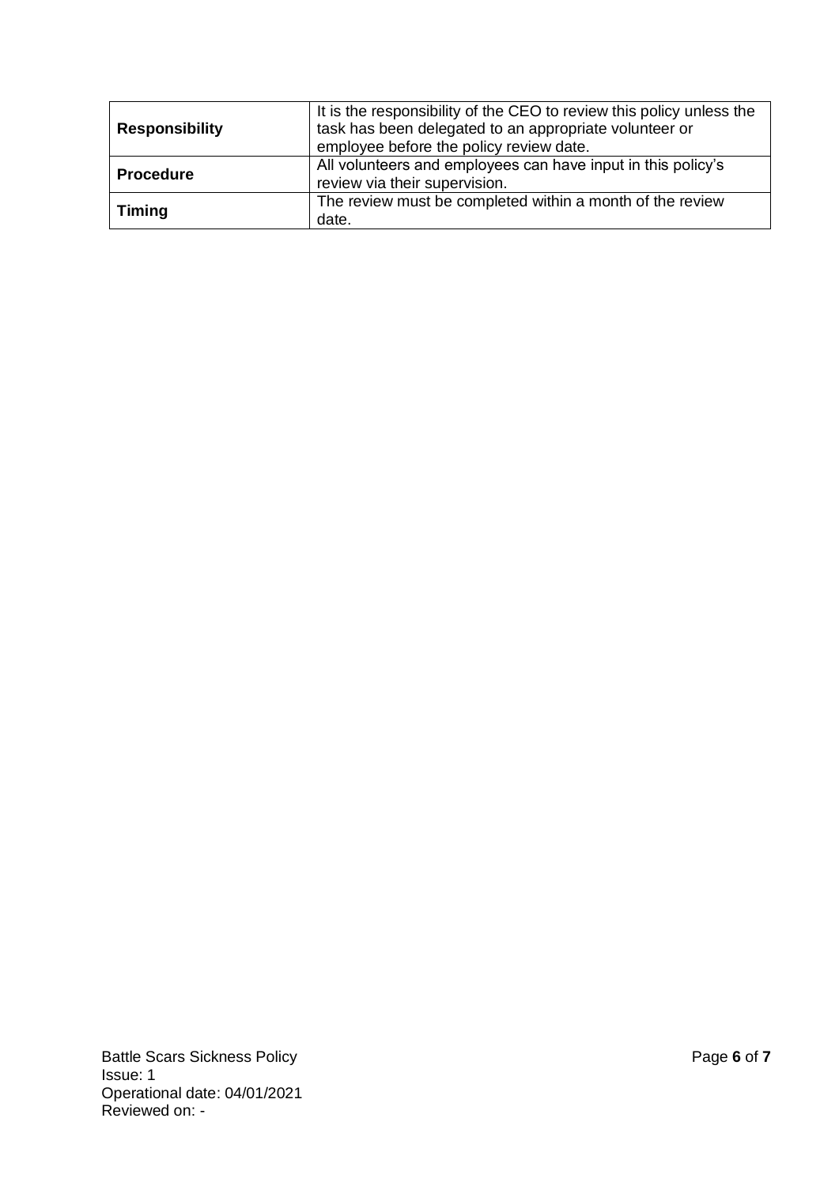| **Responsibility** | It is the responsibility of the CEO to review this policy unless the task has been delegated to an appropriate volunteer or employee before the policy review date. |
|---|---|
| **Procedure** | All volunteers and employees can have input in this policy's review via their supervision. |
| **Timing** | The review must be completed within a month of the review date. |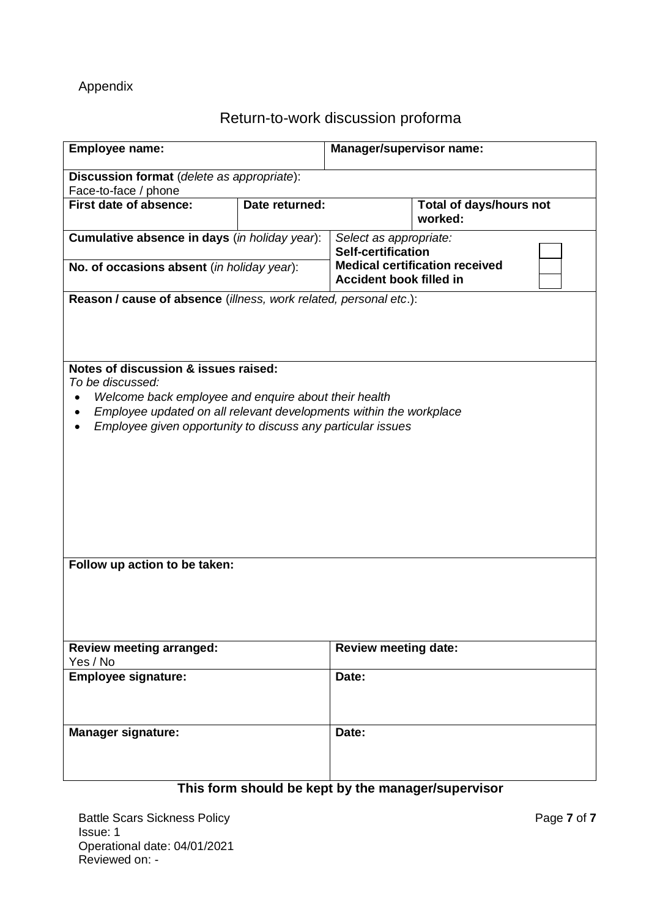Appendix

## Return-to-work discussion proforma

| | | | |
|---|---|---|---|
| **Employee name:** | | **Manager/supervisor name:** | |
| **Discussion format** (*delete as appropriate*):<br>Face-to-face / phone | | | |
| **First date of absence:** | **Date returned:** | | **Total of days/hours not worked:** |
| **Cumulative absence in days** (*in holiday year*): | | *Select as appropriate:*<br>**Self-certification** ☐<br>**Medical certification received** ☐<br>**Accident book filled in** ☐ | |
| **No. of occasions absent** (*in holiday year*): | | | |
| **Reason / cause of absence** (*illness, work related, personal etc*.): | | | |
| **Notes of discussion & issues raised:**<br>*To be discussed:*<br>• *Welcome back employee and enquire about their health*<br>• *Employee updated on all relevant developments within the workplace*<br>• *Employee given opportunity to discuss any particular issues* | | | |
| **Follow up action to be taken:** | | | |
| **Review meeting arranged:**<br>Yes / No | | **Review meeting date:** | |
| **Employee signature:** | | **Date:** | |
| **Manager signature:** | | **Date:** | |

**This form should be kept by the manager/supervisor**

Battle Scars Sickness Policy
Issue: 1
Operational date: 04/01/2021
Reviewed on: -